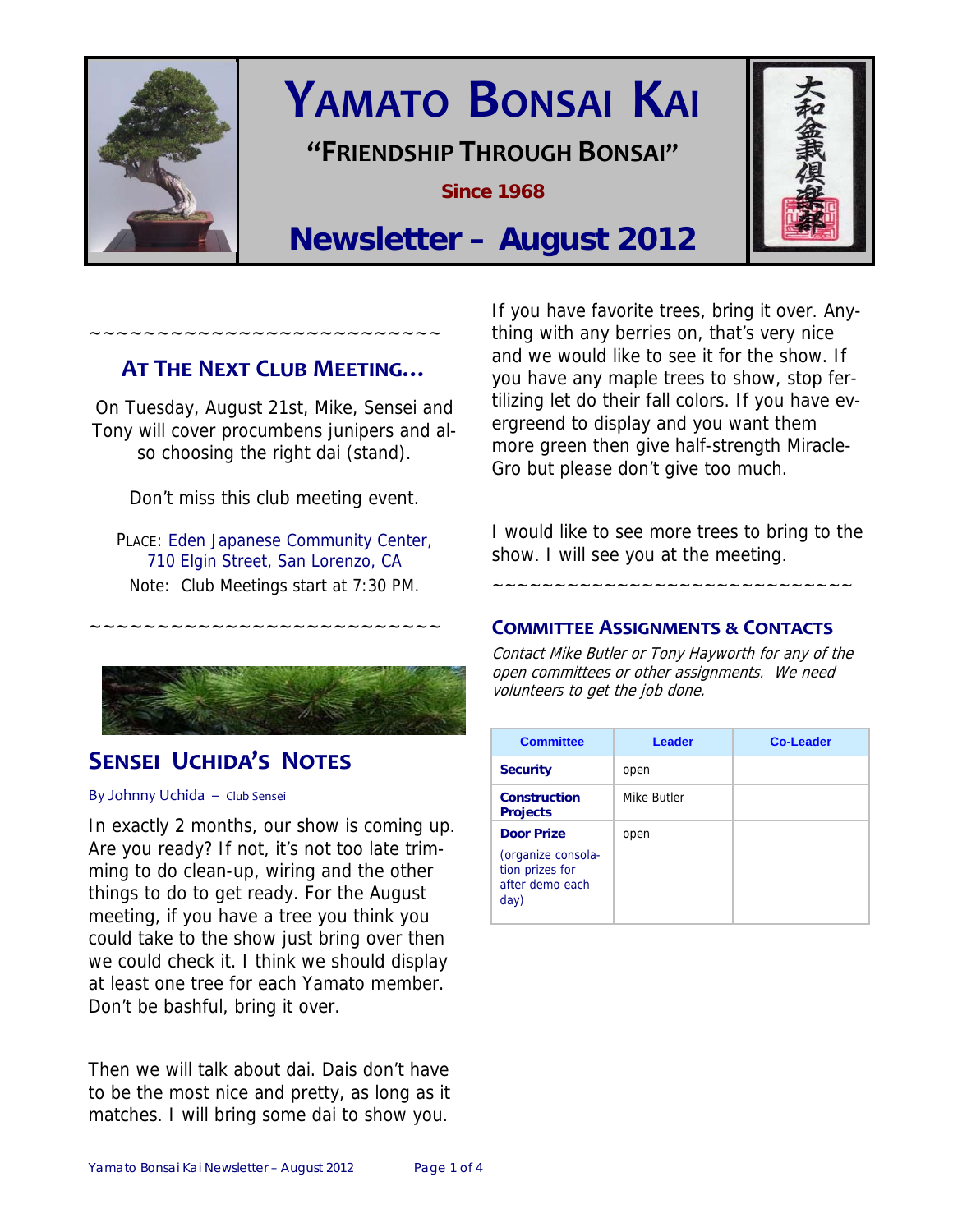# YAMATO BONSAI KAI

**"FRIENDSHIP THROUGH BONSAI"**

**Since 1968**

## Newsletter – August 2012

~~~~~~~~~~~~~~~~~~~~~~~~~~

## AT THE NEXT CLUB MEETING…

On Tuesday, August 21st, Mike, Sensei and Tony will cover procumbens junipers and also choosing the right dai (stand).

Don't miss this club meeting event.

PLACE: Eden Japanese Community Center, 710 Elgin Street, San Lorenzo, CA

Note: Club Meetings start at 7:30 PM.

~~~~~~~~~~~~~~~~~~~~~~~~~~

## SENSEI UCHIDA'S NOTES

By Johnny Uchida – Club Sensei

In exactly 2 months, our show is coming up. Are you ready? If not, it's not too late trimming to do clean-up, wiring and the other things to do to get ready. For the August meeting, if you have a tree you think you could take to the show just bring over then we could check it. I think we should display at least one tree for each Yamato member. Don't be bashful, bring it over.

Then we will talk about dai. Dais don't have to be the most nice and pretty, as long as it matches. I will bring some dai to show you.

If you have favorite trees, bring it over. Anything with any berries on, that's very nice and we would like to see it for the show. If you have any maple trees to show, stop fertilizing let do their fall colors. If you have evergreend to display and you want them more green then give half-strength Miracle-Gro but please don't give too much.

I would like to see more trees to bring to the show. I will see you at the meeting.

~~~~~~~~~~~~~~~~~~~~~~~~~~~~~

### COMMITTEE ASSIGNMENTS & CONTACTS

*Contact Mike Butler or Tony Hayworth for any of the open committees or other assignments. We need volunteers to get the job done.*

| Committee | Leader | Co-Leader |
|---|---|---|
| **Security** | open | |
| **Construction Projects** | Mike Butler | |
| **Door Prize** (organize consolation prizes for after demo each day) | open | |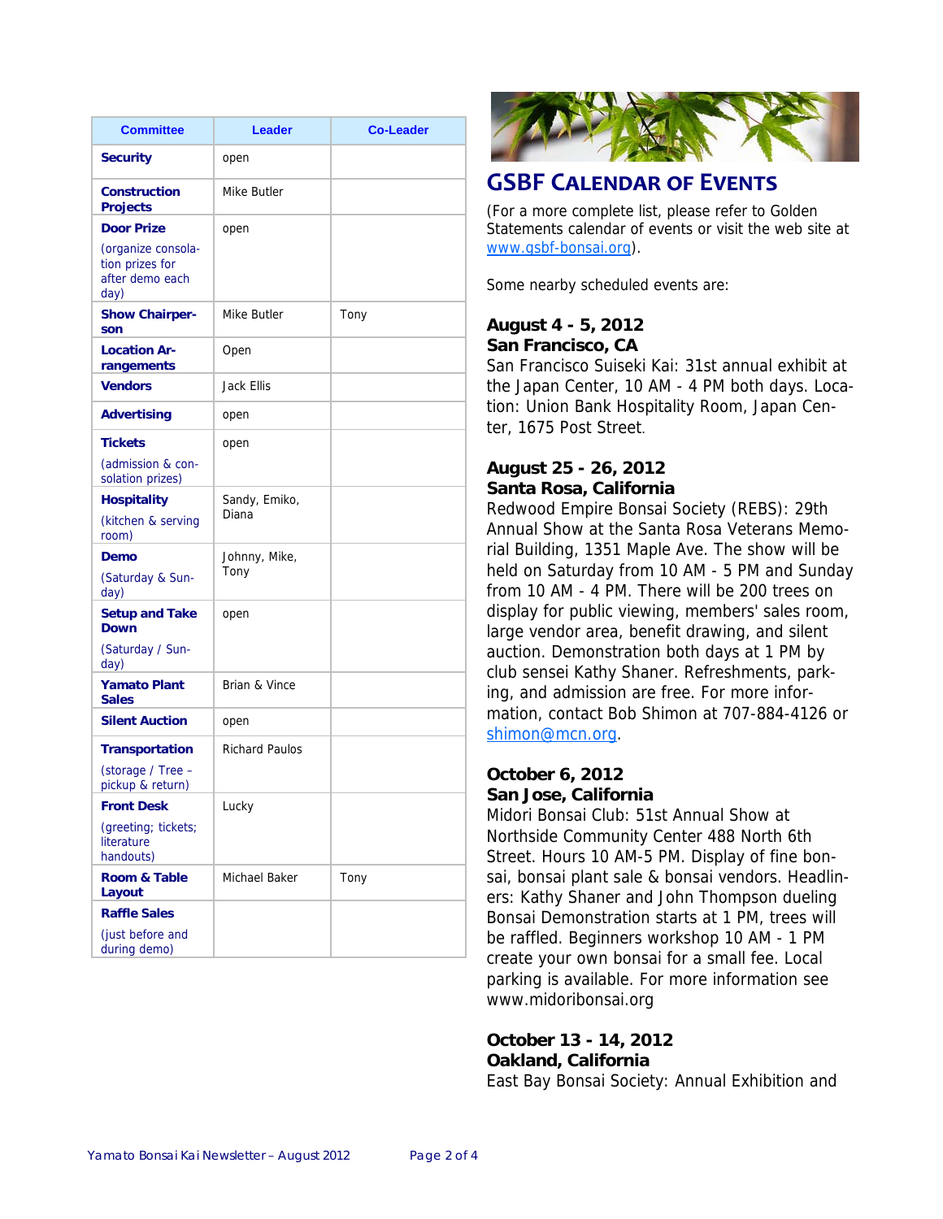| Committee | Leader | Co-Leader |
|---|---|---|
| **Security** | open | |
| **Construction Projects** | Mike Butler | |
| **Door Prize** (organize consolation prizes for after demo each day) | open | |
| **Show Chairperson** | Mike Butler | Tony |
| **Location Arrangements** | Open | |
| **Vendors** | Jack Ellis | |
| **Advertising** | open | |
| **Tickets** (admission & consolation prizes) | open | |
| **Hospitality** (kitchen & serving room) | Sandy, Emiko, Diana | |
| **Demo** (Saturday & Sunday) | Johnny, Mike, Tony | |
| **Setup and Take Down** (Saturday / Sunday) | open | |
| **Yamato Plant Sales** | Brian & Vince | |
| **Silent Auction** | open | |
| **Transportation** (storage / Tree – pickup & return) | Richard Paulos | |
| **Front Desk** (greeting; tickets; literature handouts) | Lucky | |
| **Room & Table Layout** | Michael Baker | Tony |
| **Raffle Sales** (just before and during demo) | | |

## GSBF Calendar of Events

(For a more complete list, please refer to Golden Statements calendar of events or visit the web site at www.gsbf-bonsai.org).

Some nearby scheduled events are:

**August 4 - 5, 2012**
**San Francisco, CA**
San Francisco Suiseki Kai: 31st annual exhibit at the Japan Center, 10 AM - 4 PM both days. Location: Union Bank Hospitality Room, Japan Center, 1675 Post Street.

**August 25 - 26, 2012**
**Santa Rosa, California**
Redwood Empire Bonsai Society (REBS): 29th Annual Show at the Santa Rosa Veterans Memorial Building, 1351 Maple Ave. The show will be held on Saturday from 10 AM - 5 PM and Sunday from 10 AM - 4 PM. There will be 200 trees on display for public viewing, members' sales room, large vendor area, benefit drawing, and silent auction. Demonstration both days at 1 PM by club sensei Kathy Shaner. Refreshments, parking, and admission are free. For more information, contact Bob Shimon at 707-884-4126 or shimon@mcn.org.

**October 6, 2012**
**San Jose, California**
Midori Bonsai Club: 51st Annual Show at Northside Community Center 488 North 6th Street. Hours 10 AM-5 PM. Display of fine bonsai, bonsai plant sale & bonsai vendors. Headliners: Kathy Shaner and John Thompson dueling Bonsai Demonstration starts at 1 PM, trees will be raffled. Beginners workshop 10 AM - 1 PM create your own bonsai for a small fee. Local parking is available. For more information see www.midoribonsai.org

**October 13 - 14, 2012**
**Oakland, California**
East Bay Bonsai Society: Annual Exhibition and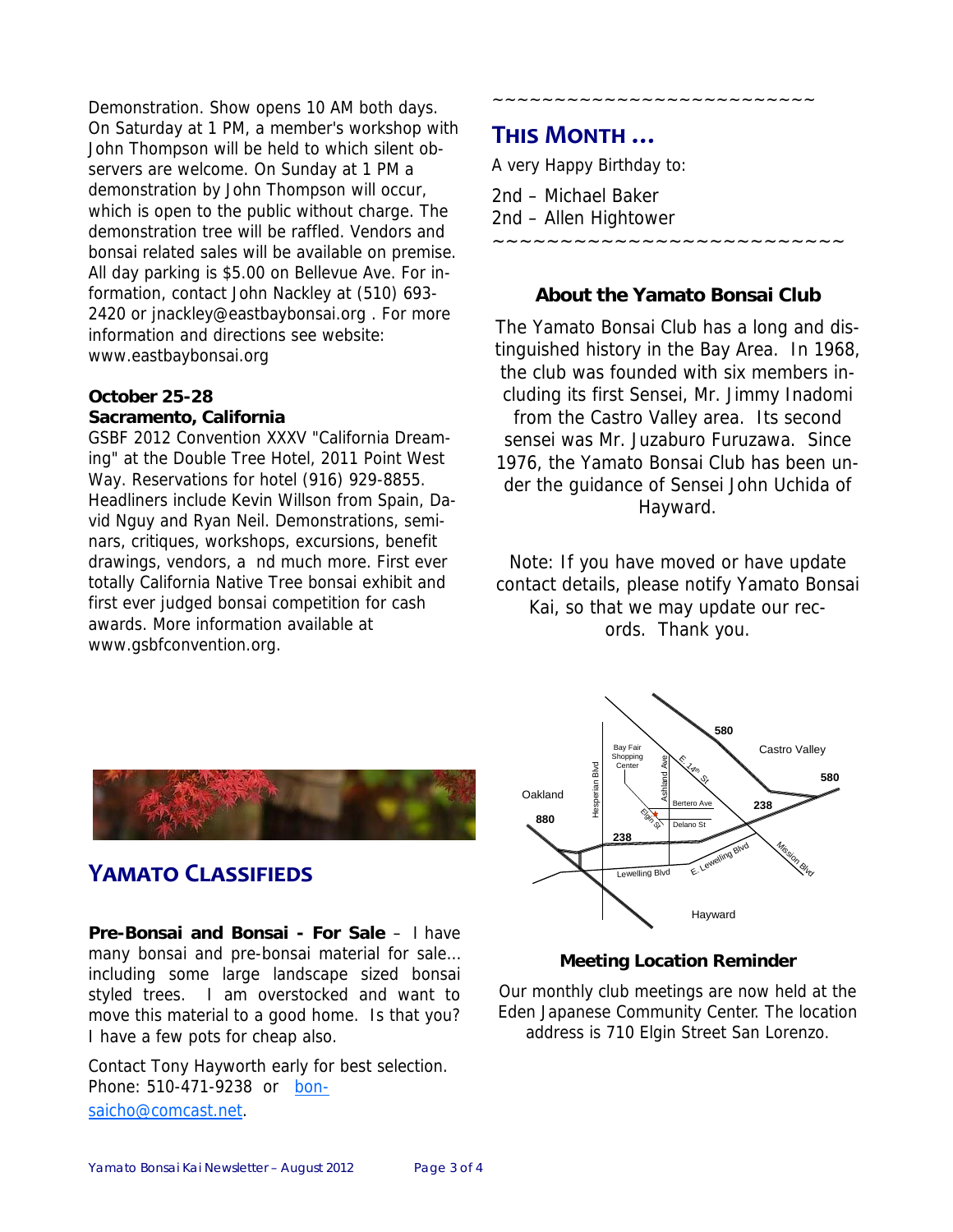Demonstration. Show opens 10 AM both days. On Saturday at 1 PM, a member's workshop with John Thompson will be held to which silent observers are welcome. On Sunday at 1 PM a demonstration by John Thompson will occur, which is open to the public without charge. The demonstration tree will be raffled. Vendors and bonsai related sales will be available on premise. All day parking is $5.00 on Bellevue Ave. For information, contact John Nackley at (510) 693-2420 or jnackley@eastbaybonsai.org . For more information and directions see website: www.eastbaybonsai.org

**October 25-28**
**Sacramento, California**

GSBF 2012 Convention XXXV "California Dreaming" at the Double Tree Hotel, 2011 Point West Way. Reservations for hotel (916) 929-8855. Headliners include Kevin Willson from Spain, David Nguy and Ryan Neil. Demonstrations, seminars, critiques, workshops, excursions, benefit drawings, vendors, a nd much more. First ever totally California Native Tree bonsai exhibit and first ever judged bonsai competition for cash awards. More information available at www.gsbfconvention.org.

## YAMATO CLASSIFIEDS

**Pre-Bonsai and Bonsai - For Sale** – I have many bonsai and pre-bonsai material for sale... including some large landscape sized bonsai styled trees. I am overstocked and want to move this material to a good home. Is that you? I have a few pots for cheap also.

Contact Tony Hayworth early for best selection. Phone: 510-471-9238 or bonsaicho@comcast.net.

~~~~~~~~~~~~~~~~~~~~~~~~~~

## THIS MONTH ...

A very Happy Birthday to:

2nd – Michael Baker
2nd – Allen Hightower

~~~~~~~~~~~~~~~~~~~~~~~~~~

### About the Yamato Bonsai Club

The Yamato Bonsai Club has a long and distinguished history in the Bay Area. In 1968, the club was founded with six members including its first Sensei, Mr. Jimmy Inadomi from the Castro Valley area. Its second sensei was Mr. Juzaburo Furuzawa. Since 1976, the Yamato Bonsai Club has been under the guidance of Sensei John Uchida of Hayward.

Note: If you have moved or have update contact details, please notify Yamato Bonsai Kai, so that we may update our records. Thank you.

### Meeting Location Reminder

Our monthly club meetings are now held at the Eden Japanese Community Center. The location address is 710 Elgin Street San Lorenzo.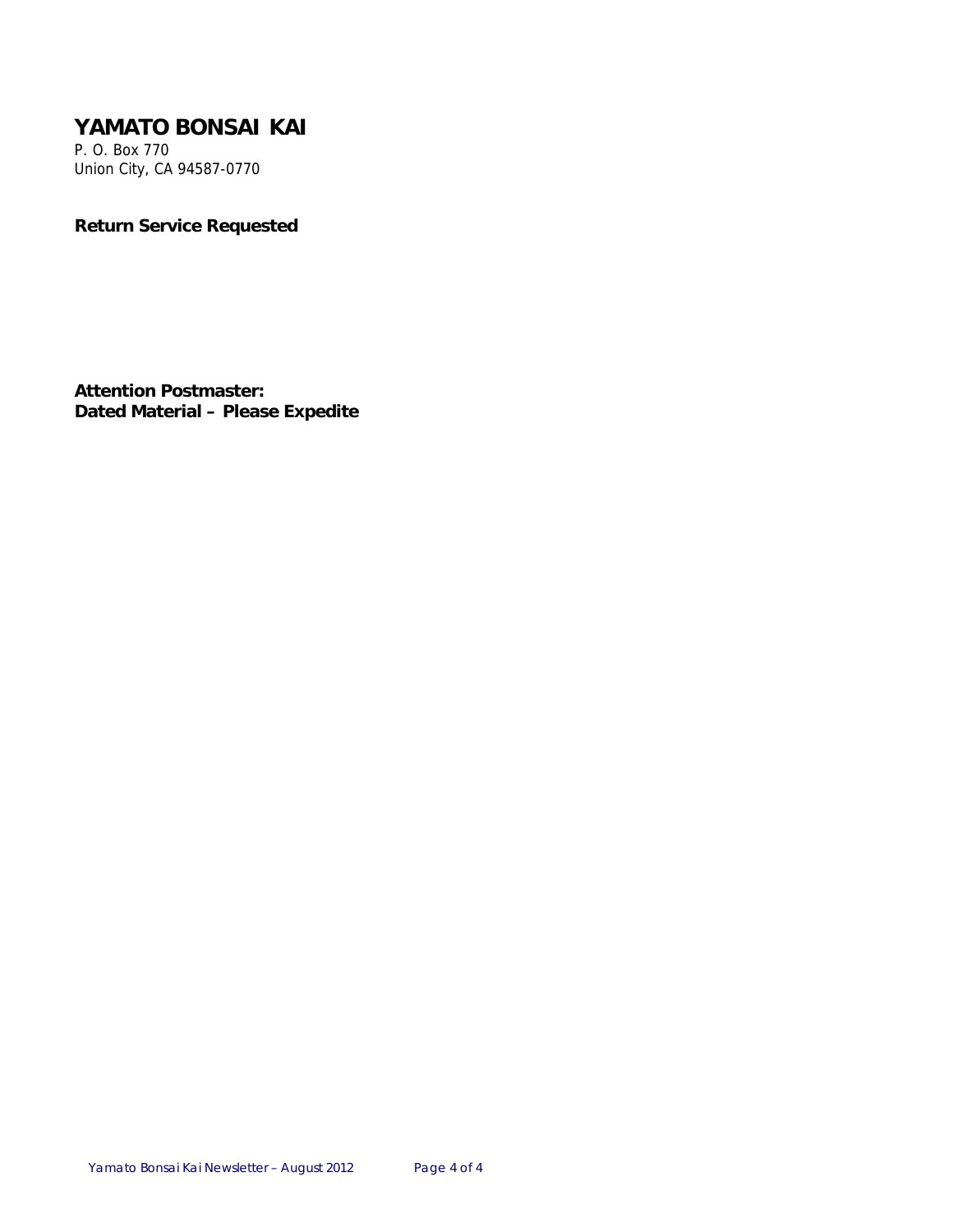# YAMATO BONSAI KAI

P. O. Box 770
Union City, CA 94587-0770

**Return Service Requested**

**Attention Postmaster:**
**Dated Material – Please Expedite**